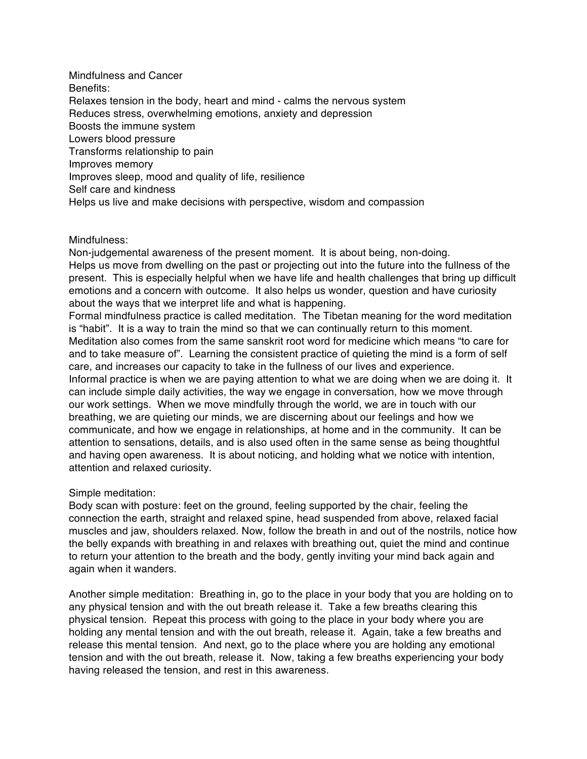# Mindfulness and Cancer

## Benefits:

Relaxes tension in the body, heart and mind - calms the nervous system
Reduces stress, overwhelming emotions, anxiety and depression
Boosts the immune system
Lowers blood pressure
Transforms relationship to pain
Improves memory
Improves sleep, mood and quality of life, resilience
Self care and kindness
Helps us live and make decisions with perspective, wisdom and compassion

## Mindfulness:

Non-judgemental awareness of the present moment. It is about being, non-doing.
Helps us move from dwelling on the past or projecting out into the future into the fullness of the present. This is especially helpful when we have life and health challenges that bring up difficult emotions and a concern with outcome. It also helps us wonder, question and have curiosity about the ways that we interpret life and what is happening.
Formal mindfulness practice is called meditation. The Tibetan meaning for the word meditation is "habit". It is a way to train the mind so that we can continually return to this moment. Meditation also comes from the same sanskrit root word for medicine which means "to care for and to take measure of". Learning the consistent practice of quieting the mind is a form of self care, and increases our capacity to take in the fullness of our lives and experience.
Informal practice is when we are paying attention to what we are doing when we are doing it. It can include simple daily activities, the way we engage in conversation, how we move through our work settings. When we move mindfully through the world, we are in touch with our breathing, we are quieting our minds, we are discerning about our feelings and how we communicate, and how we engage in relationships, at home and in the community. It can be attention to sensations, details, and is also used often in the same sense as being thoughtful and having open awareness. It is about noticing, and holding what we notice with intention, attention and relaxed curiosity.

## Simple meditation:

Body scan with posture: feet on the ground, feeling supported by the chair, feeling the connection the earth, straight and relaxed spine, head suspended from above, relaxed facial muscles and jaw, shoulders relaxed. Now, follow the breath in and out of the nostrils, notice how the belly expands with breathing in and relaxes with breathing out, quiet the mind and continue to return your attention to the breath and the body, gently inviting your mind back again and again when it wanders.

Another simple meditation: Breathing in, go to the place in your body that you are holding on to any physical tension and with the out breath release it. Take a few breaths clearing this physical tension. Repeat this process with going to the place in your body where you are holding any mental tension and with the out breath, release it. Again, take a few breaths and release this mental tension. And next, go to the place where you are holding any emotional tension and with the out breath, release it. Now, taking a few breaths experiencing your body having released the tension, and rest in this awareness.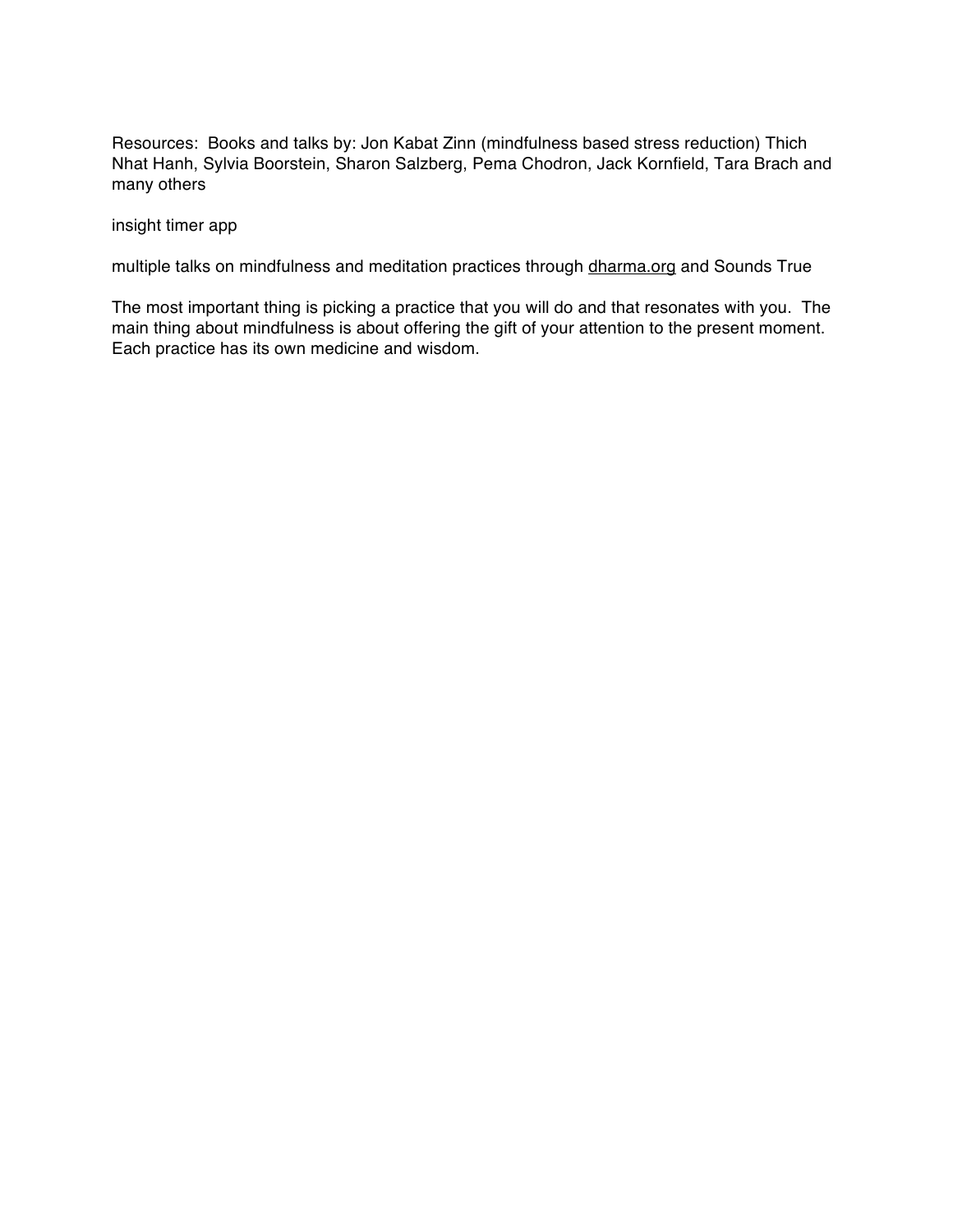Resources: Books and talks by: Jon Kabat Zinn (mindfulness based stress reduction) Thich Nhat Hanh, Sylvia Boorstein, Sharon Salzberg, Pema Chodron, Jack Kornfield, Tara Brach and many others

insight timer app

multiple talks on mindfulness and meditation practices through dharma.org and Sounds True

The most important thing is picking a practice that you will do and that resonates with you. The main thing about mindfulness is about offering the gift of your attention to the present moment. Each practice has its own medicine and wisdom.